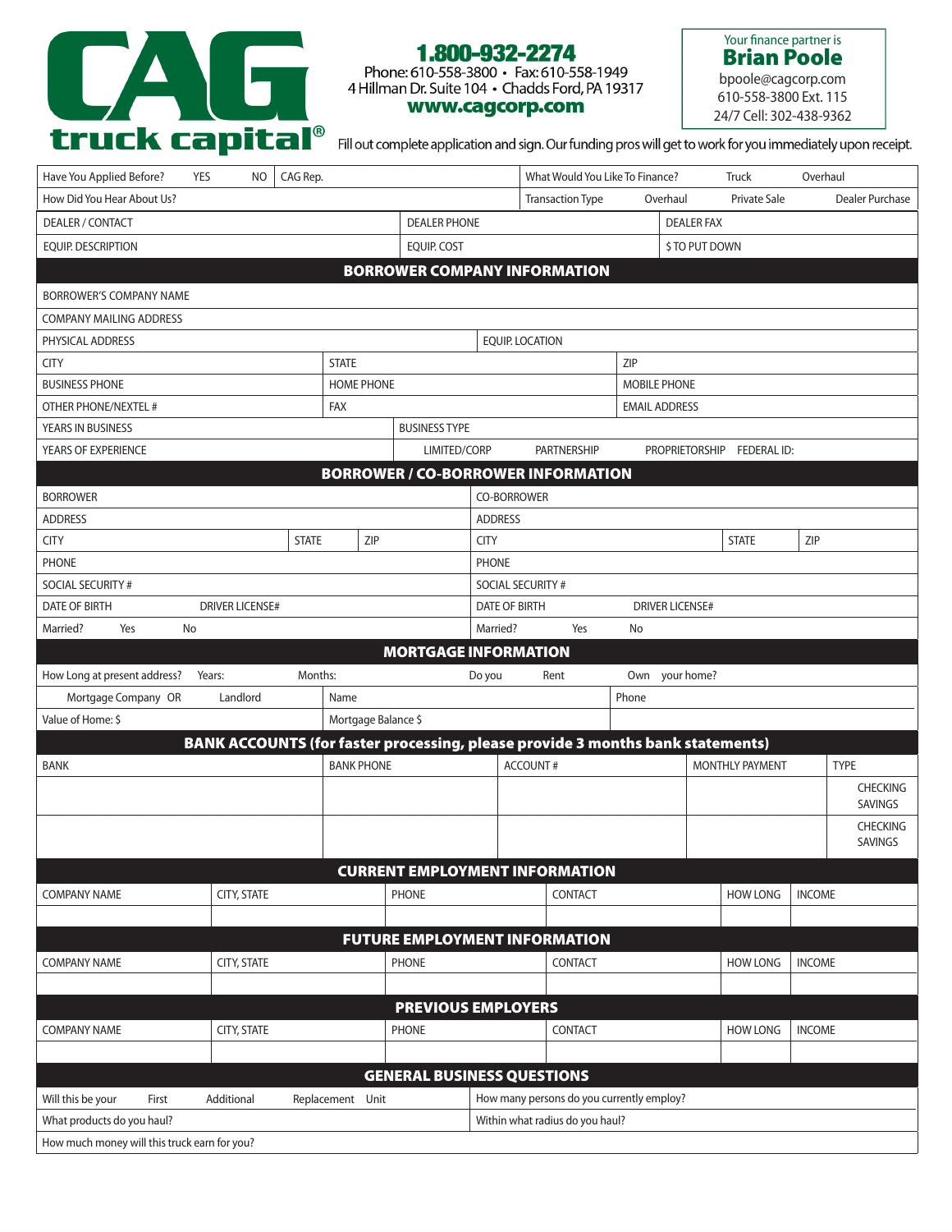**CAG truck capital®**

**1.800-932-2274**
Phone: 610-558-3800 • Fax: 610-558-1949
4 Hillman Dr. Suite 104 • Chadds Ford, PA 19317
**www.cagcorp.com**

Your finance partner is
**Brian Poole**
bpoole@cagcorp.com
610-558-3800 Ext. 115
24/7 Cell: 302-438-9362

Fill out complete application and sign. Our funding pros will get to work for you immediately upon receipt.

| | | |
|---|---|---|
| Have You Applied Before? YES NO | CAG Rep. | What Would You Like To Finance? Truck Overhaul |
| How Did You Hear About Us? | | Transaction Type Overhaul Private Sale Dealer Purchase |
| DEALER / CONTACT | DEALER PHONE | DEALER FAX |
| EQUIP. DESCRIPTION | EQUIP. COST | $ TO PUT DOWN |

## BORROWER COMPANY INFORMATION

| | | |
|---|---|---|
| BORROWER'S COMPANY NAME | | |
| COMPANY MAILING ADDRESS | | |
| PHYSICAL ADDRESS | EQUIP. LOCATION | |
| CITY | STATE | ZIP |
| BUSINESS PHONE | HOME PHONE | MOBILE PHONE |
| OTHER PHONE/NEXTEL # | FAX | EMAIL ADDRESS |
| YEARS IN BUSINESS | BUSINESS TYPE | |
| YEARS OF EXPERIENCE | LIMITED/CORP PARTNERSHIP PROPRIETORSHIP | FEDERAL ID: |

## BORROWER / CO-BORROWER INFORMATION

| | |
|---|---|
| BORROWER | CO-BORROWER |
| ADDRESS | ADDRESS |
| CITY STATE ZIP | CITY STATE ZIP |
| PHONE | PHONE |
| SOCIAL SECURITY # | SOCIAL SECURITY # |
| DATE OF BIRTH DRIVER LICENSE# | DATE OF BIRTH DRIVER LICENSE# |
| Married? Yes No | Married? Yes No |

## MORTGAGE INFORMATION

| | | |
|---|---|---|
| How Long at present address? Years: Months: | Do you Rent Own your home? | |
| Mortgage Company OR Landlord | Name | Phone |
| Value of Home: $ | Mortgage Balance $ | |

## BANK ACCOUNTS (for faster processing, please provide 3 months bank statements)

| BANK | BANK PHONE | ACCOUNT # | MONTHLY PAYMENT | TYPE |
|---|---|---|---|---|
| | | | | CHECKING SAVINGS |
| | | | | CHECKING SAVINGS |

## CURRENT EMPLOYMENT INFORMATION

| COMPANY NAME | CITY, STATE | PHONE | CONTACT | HOW LONG | INCOME |
|---|---|---|---|---|---|
| | | | | | |

## FUTURE EMPLOYMENT INFORMATION

| COMPANY NAME | CITY, STATE | PHONE | CONTACT | HOW LONG | INCOME |
|---|---|---|---|---|---|
| | | | | | |

## PREVIOUS EMPLOYERS

| COMPANY NAME | CITY, STATE | PHONE | CONTACT | HOW LONG | INCOME |
|---|---|---|---|---|---|
| | | | | | |

## GENERAL BUSINESS QUESTIONS

| | |
|---|---|
| Will this be your First Additional Replacement Unit | How many persons do you currently employ? |
| What products do you haul? | Within what radius do you haul? |
| How much money will this truck earn for you? | |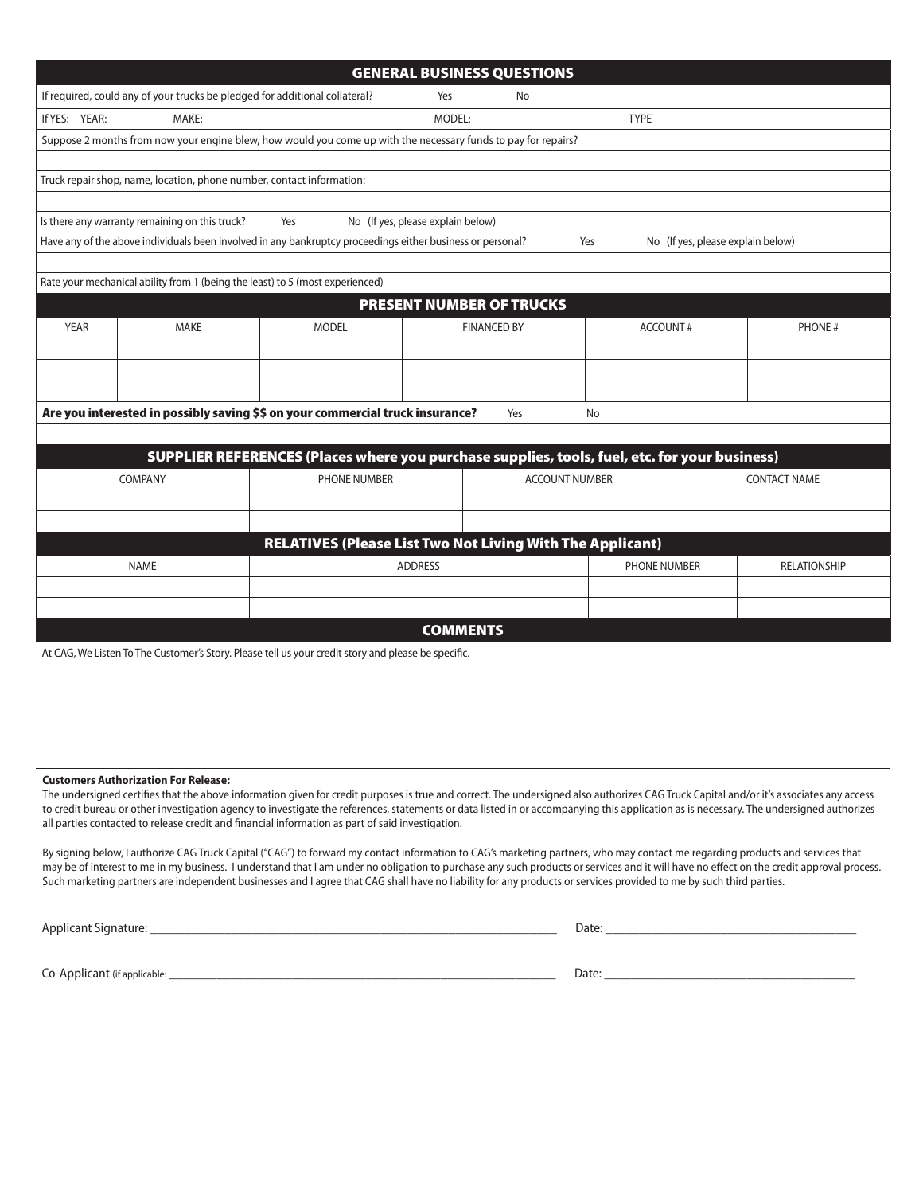## GENERAL BUSINESS QUESTIONS

If required, could any of your trucks be pledged for additional collateral? Yes No

If YES: YEAR: MAKE: MODEL: TYPE

Suppose 2 months from now your engine blew, how would you come up with the necessary funds to pay for repairs?

Truck repair shop, name, location, phone number, contact information:

Is there any warranty remaining on this truck? Yes No (If yes, please explain below)

Have any of the above individuals been involved in any bankruptcy proceedings either business or personal? Yes No (If yes, please explain below)

Rate your mechanical ability from 1 (being the least) to 5 (most experienced)

## PRESENT NUMBER OF TRUCKS

| YEAR | MAKE | MODEL | FINANCED BY | ACCOUNT # | PHONE # |
|---|---|---|---|---|---|
| | | | | | |
| | | | | | |
| | | | | | |

**Are you interested in possibly saving $$ on your commercial truck insurance?** Yes No

## SUPPLIER REFERENCES (Places where you purchase supplies, tools, fuel, etc. for your business)

| COMPANY | PHONE NUMBER | ACCOUNT NUMBER | CONTACT NAME |
|---|---|---|---|
| | | | |
| | | | |

## RELATIVES (Please List Two Not Living With The Applicant)

| NAME | ADDRESS | PHONE NUMBER | RELATIONSHIP |
|---|---|---|---|
| | | | |
| | | | |

## COMMENTS

At CAG, We Listen To The Customer's Story. Please tell us your credit story and please be specific.

**Customers Authorization For Release:**
The undersigned certifies that the above information given for credit purposes is true and correct. The undersigned also authorizes CAG Truck Capital and/or it's associates any access to credit bureau or other investigation agency to investigate the references, statements or data listed in or accompanying this application as is necessary. The undersigned authorizes all parties contacted to release credit and financial information as part of said investigation.

By signing below, I authorize CAG Truck Capital ("CAG") to forward my contact information to CAG's marketing partners, who may contact me regarding products and services that may be of interest to me in my business. I understand that I am under no obligation to purchase any such products or services and it will have no effect on the credit approval process. Such marketing partners are independent businesses and I agree that CAG shall have no liability for any products or services provided to me by such third parties.

Applicant Signature: ______________________________ Date: ______________________________

Co-Applicant (if applicable: ______________________________ Date: ______________________________